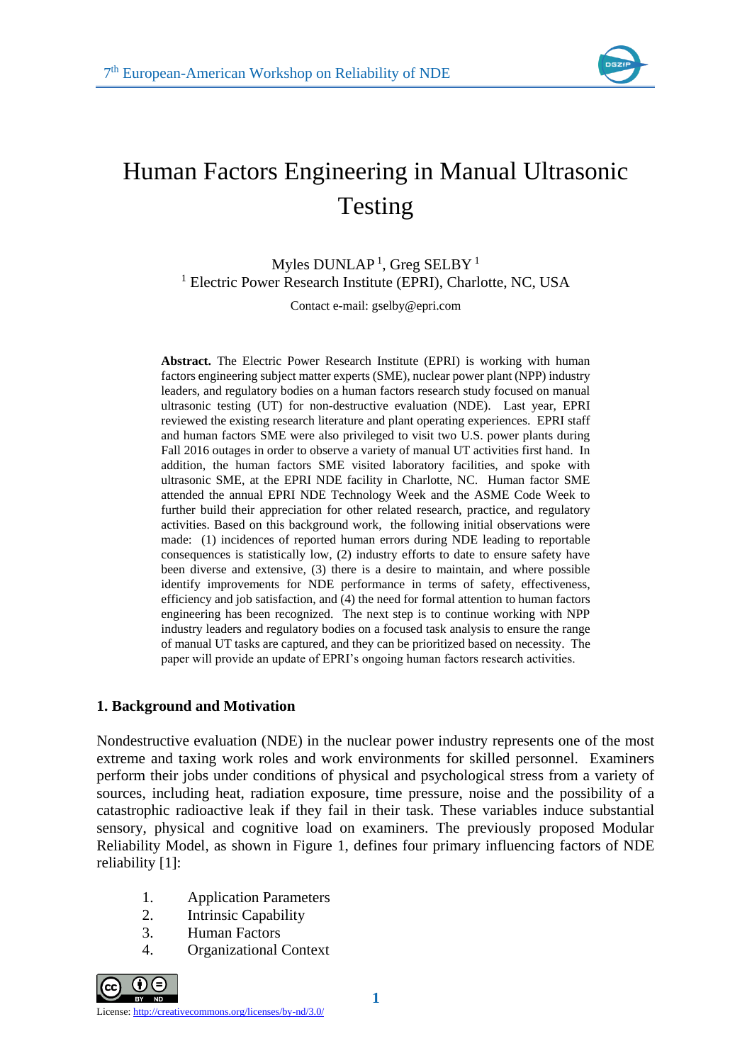# Human Factors Engineering in Manual Ultrasonic Testing

Myles DUNLAP [1], Greg SELBY [1]

[1] Electric Power Research Institute (EPRI), Charlotte, NC, USA

Contact e-mail: gselby@epri.com

**Abstract.** The Electric Power Research Institute (EPRI) is working with human factors engineering subject matter experts (SME), nuclear power plant (NPP) industry leaders, and regulatory bodies on a human factors research study focused on manual ultrasonic testing (UT) for non-destructive evaluation (NDE). Last year, EPRI reviewed the existing research literature and plant operating experiences. EPRI staff and human factors SME were also privileged to visit two U.S. power plants during Fall 2016 outages in order to observe a variety of manual UT activities first hand. In addition, the human factors SME visited laboratory facilities, and spoke with ultrasonic SME, at the EPRI NDE facility in Charlotte, NC. Human factor SME attended the annual EPRI NDE Technology Week and the ASME Code Week to further build their appreciation for other related research, practice, and regulatory activities. Based on this background work, the following initial observations were made: (1) incidences of reported human errors during NDE leading to reportable consequences is statistically low, (2) industry efforts to date to ensure safety have been diverse and extensive, (3) there is a desire to maintain, and where possible identify improvements for NDE performance in terms of safety, effectiveness, efficiency and job satisfaction, and (4) the need for formal attention to human factors engineering has been recognized. The next step is to continue working with NPP industry leaders and regulatory bodies on a focused task analysis to ensure the range of manual UT tasks are captured, and they can be prioritized based on necessity. The paper will provide an update of EPRI's ongoing human factors research activities.

## 1. Background and Motivation

Nondestructive evaluation (NDE) in the nuclear power industry represents one of the most extreme and taxing work roles and work environments for skilled personnel. Examiners perform their jobs under conditions of physical and psychological stress from a variety of sources, including heat, radiation exposure, time pressure, noise and the possibility of a catastrophic radioactive leak if they fail in their task. These variables induce substantial sensory, physical and cognitive load on examiners. The previously proposed Modular Reliability Model, as shown in Figure 1, defines four primary influencing factors of NDE reliability [1]:

1. Application Parameters
2. Intrinsic Capability
3. Human Factors
4. Organizational Context

License: http://creativecommons.org/licenses/by-nd/3.0/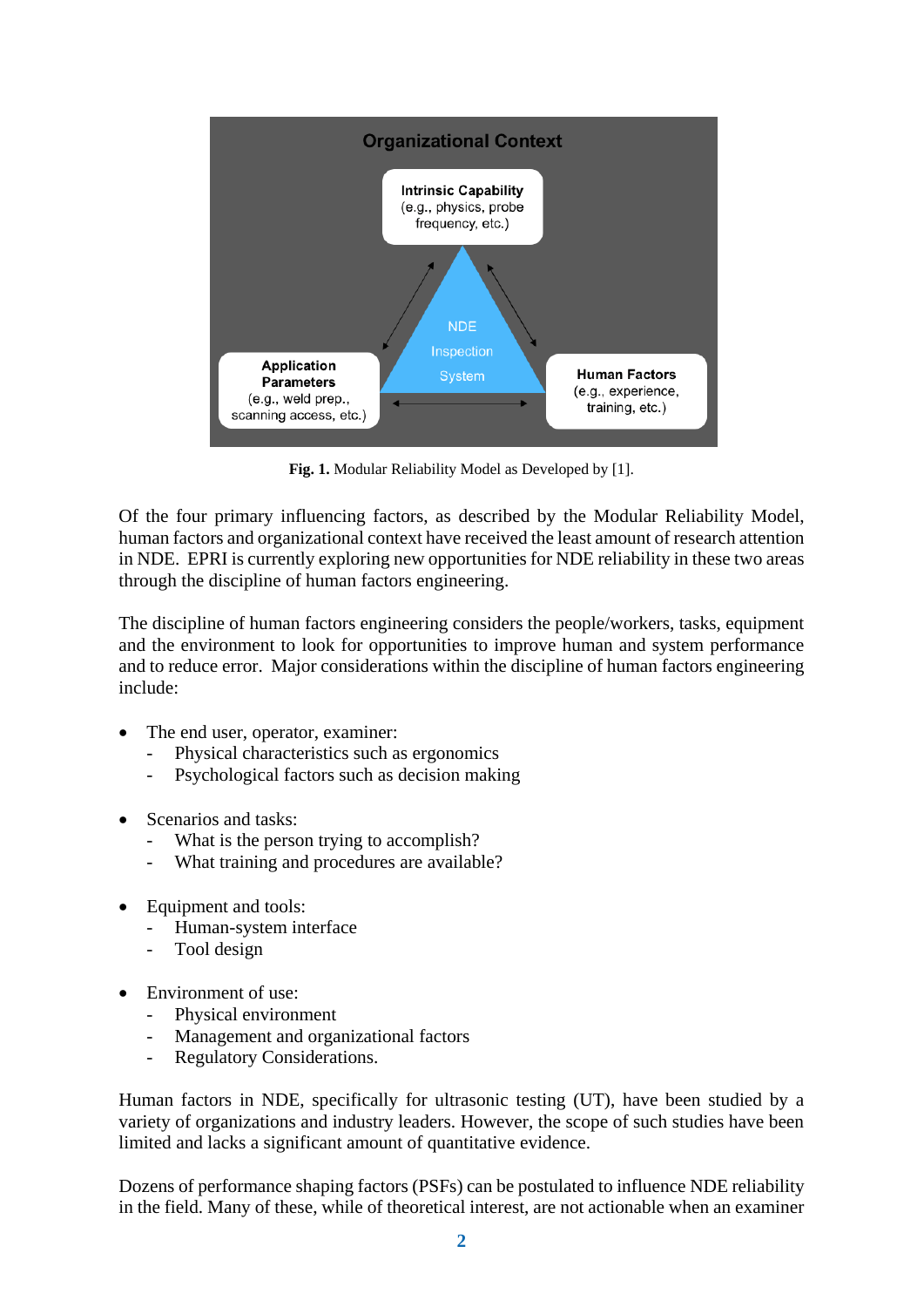**Fig. 1.** Modular Reliability Model as Developed by [1].

Of the four primary influencing factors, as described by the Modular Reliability Model, human factors and organizational context have received the least amount of research attention in NDE. EPRI is currently exploring new opportunities for NDE reliability in these two areas through the discipline of human factors engineering.

The discipline of human factors engineering considers the people/workers, tasks, equipment and the environment to look for opportunities to improve human and system performance and to reduce error. Major considerations within the discipline of human factors engineering include:

- The end user, operator, examiner:
  - Physical characteristics such as ergonomics
  - Psychological factors such as decision making

- Scenarios and tasks:
  - What is the person trying to accomplish?
  - What training and procedures are available?

- Equipment and tools:
  - Human-system interface
  - Tool design

- Environment of use:
  - Physical environment
  - Management and organizational factors
  - Regulatory Considerations.

Human factors in NDE, specifically for ultrasonic testing (UT), have been studied by a variety of organizations and industry leaders. However, the scope of such studies have been limited and lacks a significant amount of quantitative evidence.

Dozens of performance shaping factors (PSFs) can be postulated to influence NDE reliability in the field. Many of these, while of theoretical interest, are not actionable when an examiner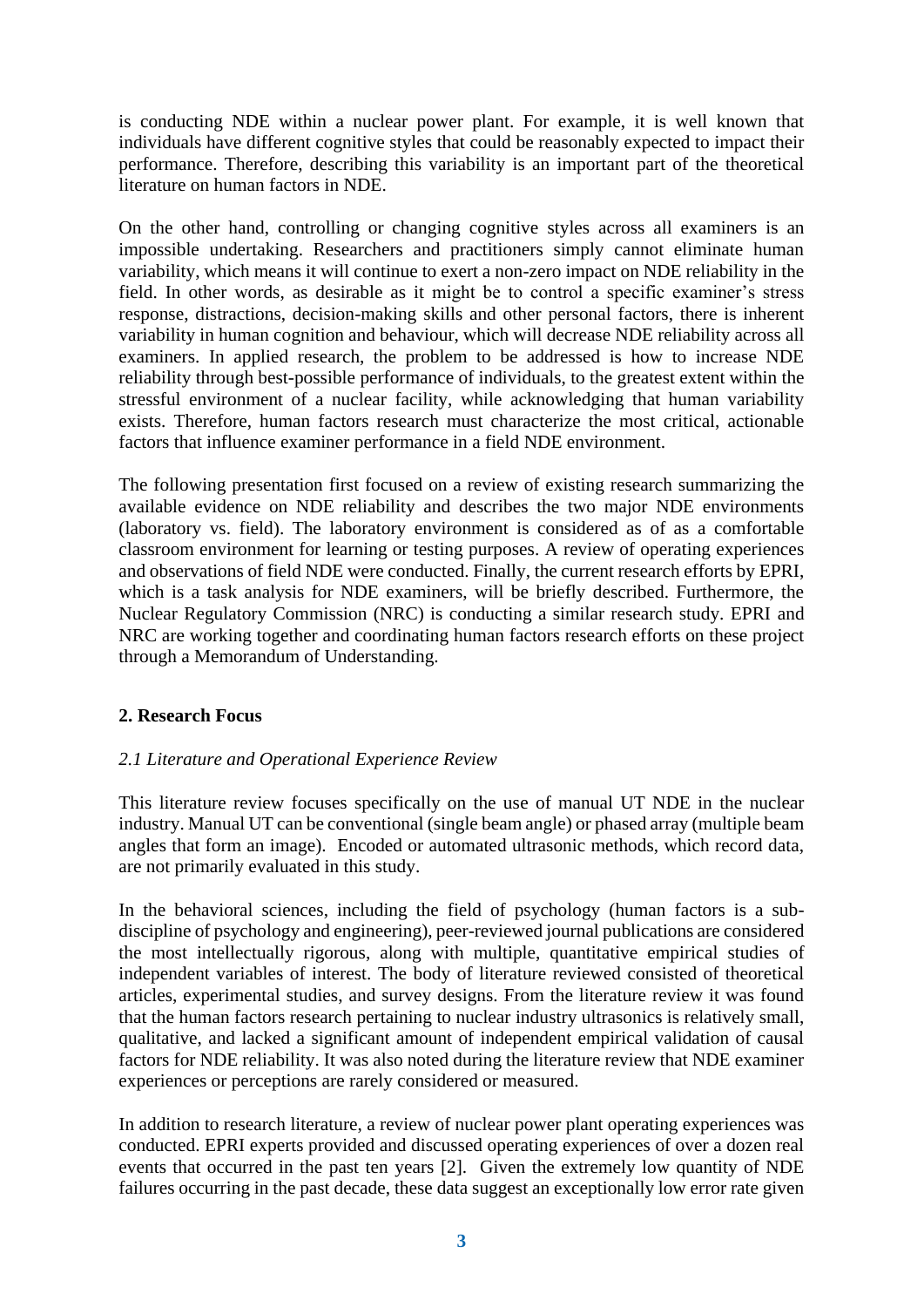is conducting NDE within a nuclear power plant. For example, it is well known that individuals have different cognitive styles that could be reasonably expected to impact their performance. Therefore, describing this variability is an important part of the theoretical literature on human factors in NDE.

On the other hand, controlling or changing cognitive styles across all examiners is an impossible undertaking. Researchers and practitioners simply cannot eliminate human variability, which means it will continue to exert a non-zero impact on NDE reliability in the field. In other words, as desirable as it might be to control a specific examiner's stress response, distractions, decision-making skills and other personal factors, there is inherent variability in human cognition and behaviour, which will decrease NDE reliability across all examiners. In applied research, the problem to be addressed is how to increase NDE reliability through best-possible performance of individuals, to the greatest extent within the stressful environment of a nuclear facility, while acknowledging that human variability exists. Therefore, human factors research must characterize the most critical, actionable factors that influence examiner performance in a field NDE environment.

The following presentation first focused on a review of existing research summarizing the available evidence on NDE reliability and describes the two major NDE environments (laboratory vs. field). The laboratory environment is considered as of as a comfortable classroom environment for learning or testing purposes. A review of operating experiences and observations of field NDE were conducted. Finally, the current research efforts by EPRI, which is a task analysis for NDE examiners, will be briefly described. Furthermore, the Nuclear Regulatory Commission (NRC) is conducting a similar research study. EPRI and NRC are working together and coordinating human factors research efforts on these project through a Memorandum of Understanding.

## 2. Research Focus

### *2.1 Literature and Operational Experience Review*

This literature review focuses specifically on the use of manual UT NDE in the nuclear industry. Manual UT can be conventional (single beam angle) or phased array (multiple beam angles that form an image). Encoded or automated ultrasonic methods, which record data, are not primarily evaluated in this study.

In the behavioral sciences, including the field of psychology (human factors is a sub-discipline of psychology and engineering), peer-reviewed journal publications are considered the most intellectually rigorous, along with multiple, quantitative empirical studies of independent variables of interest. The body of literature reviewed consisted of theoretical articles, experimental studies, and survey designs. From the literature review it was found that the human factors research pertaining to nuclear industry ultrasonics is relatively small, qualitative, and lacked a significant amount of independent empirical validation of causal factors for NDE reliability. It was also noted during the literature review that NDE examiner experiences or perceptions are rarely considered or measured.

In addition to research literature, a review of nuclear power plant operating experiences was conducted. EPRI experts provided and discussed operating experiences of over a dozen real events that occurred in the past ten years [2]. Given the extremely low quantity of NDE failures occurring in the past decade, these data suggest an exceptionally low error rate given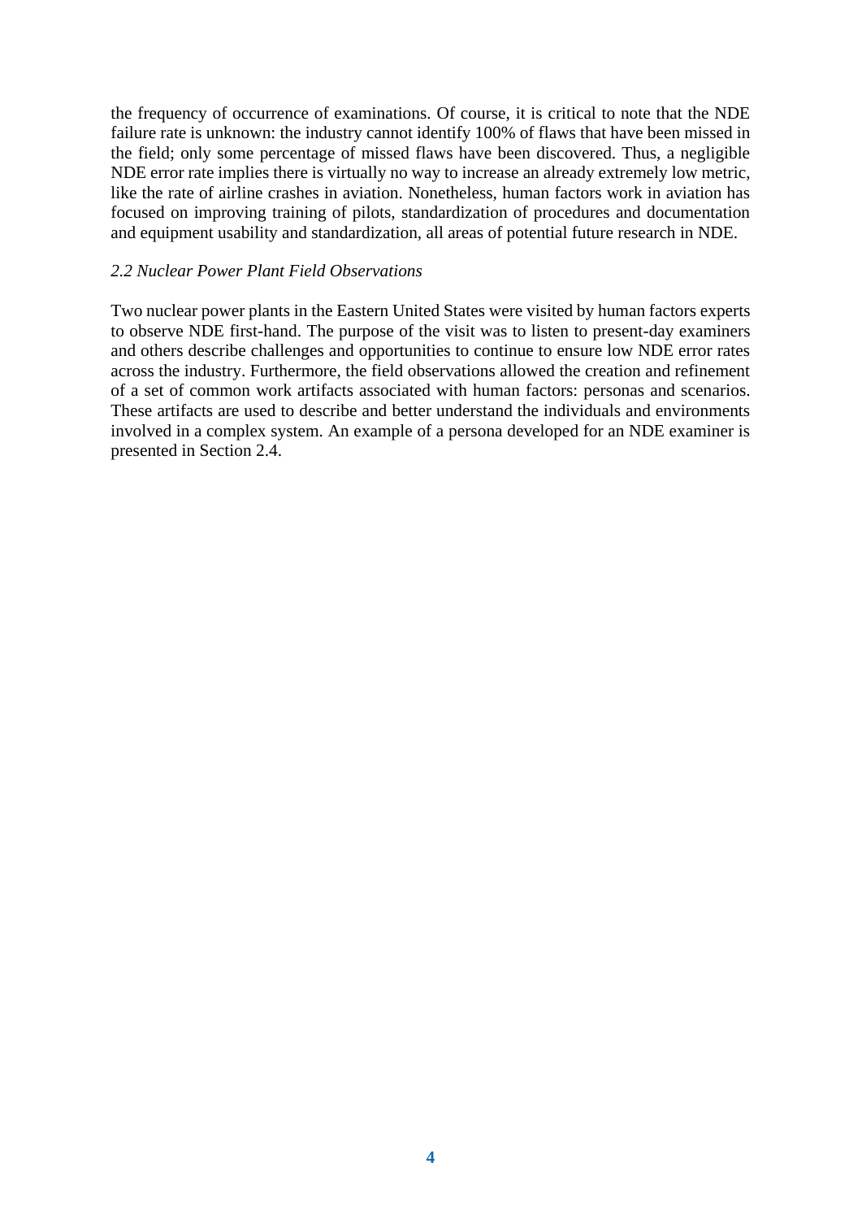the frequency of occurrence of examinations. Of course, it is critical to note that the NDE failure rate is unknown: the industry cannot identify 100% of flaws that have been missed in the field; only some percentage of missed flaws have been discovered. Thus, a negligible NDE error rate implies there is virtually no way to increase an already extremely low metric, like the rate of airline crashes in aviation. Nonetheless, human factors work in aviation has focused on improving training of pilots, standardization of procedures and documentation and equipment usability and standardization, all areas of potential future research in NDE.

### *2.2 Nuclear Power Plant Field Observations*

Two nuclear power plants in the Eastern United States were visited by human factors experts to observe NDE first-hand. The purpose of the visit was to listen to present-day examiners and others describe challenges and opportunities to continue to ensure low NDE error rates across the industry. Furthermore, the field observations allowed the creation and refinement of a set of common work artifacts associated with human factors: personas and scenarios. These artifacts are used to describe and better understand the individuals and environments involved in a complex system. An example of a persona developed for an NDE examiner is presented in Section 2.4.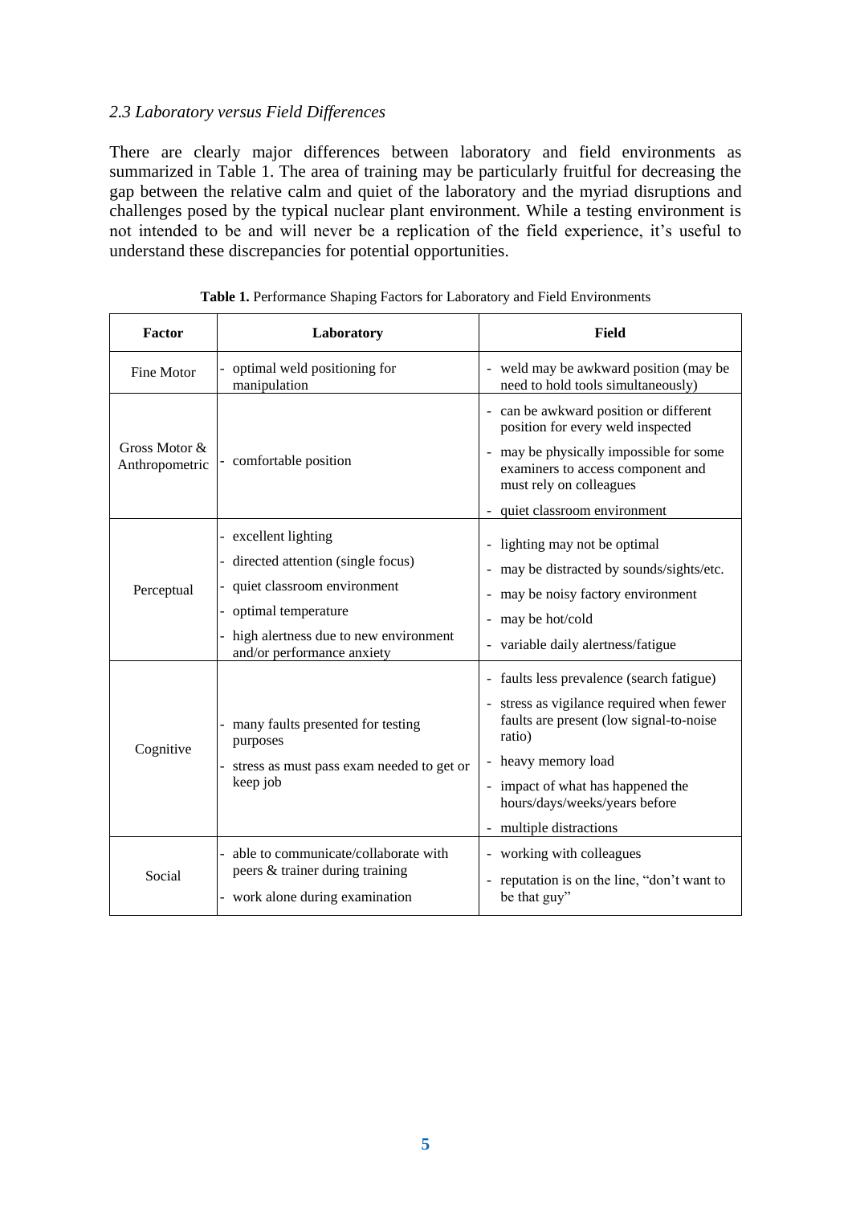### *2.3 Laboratory versus Field Differences*

There are clearly major differences between laboratory and field environments as summarized in Table 1. The area of training may be particularly fruitful for decreasing the gap between the relative calm and quiet of the laboratory and the myriad disruptions and challenges posed by the typical nuclear plant environment. While a testing environment is not intended to be and will never be a replication of the field experience, it's useful to understand these discrepancies for potential opportunities.

**Table 1.** Performance Shaping Factors for Laboratory and Field Environments

| Factor | Laboratory | Field |
|---|---|---|
| Fine Motor | - optimal weld positioning for manipulation | - weld may be awkward position (may be need to hold tools simultaneously) |
| Gross Motor & Anthropometric | - comfortable position | - can be awkward position or different position for every weld inspected<br>- may be physically impossible for some examiners to access component and must rely on colleagues<br>- quiet classroom environment |
| Perceptual | - excellent lighting<br>- directed attention (single focus)<br>- quiet classroom environment<br>- optimal temperature<br>- high alertness due to new environment and/or performance anxiety | - lighting may not be optimal<br>- may be distracted by sounds/sights/etc.<br>- may be noisy factory environment<br>- may be hot/cold<br>- variable daily alertness/fatigue |
| Cognitive | - many faults presented for testing purposes<br>- stress as must pass exam needed to get or keep job | - faults less prevalence (search fatigue)<br>- stress as vigilance required when fewer faults are present (low signal-to-noise ratio)<br>- heavy memory load<br>- impact of what has happened the hours/days/weeks/years before<br>- multiple distractions |
| Social | - able to communicate/collaborate with peers & trainer during training<br>- work alone during examination | - working with colleagues<br>- reputation is on the line, "don't want to be that guy" |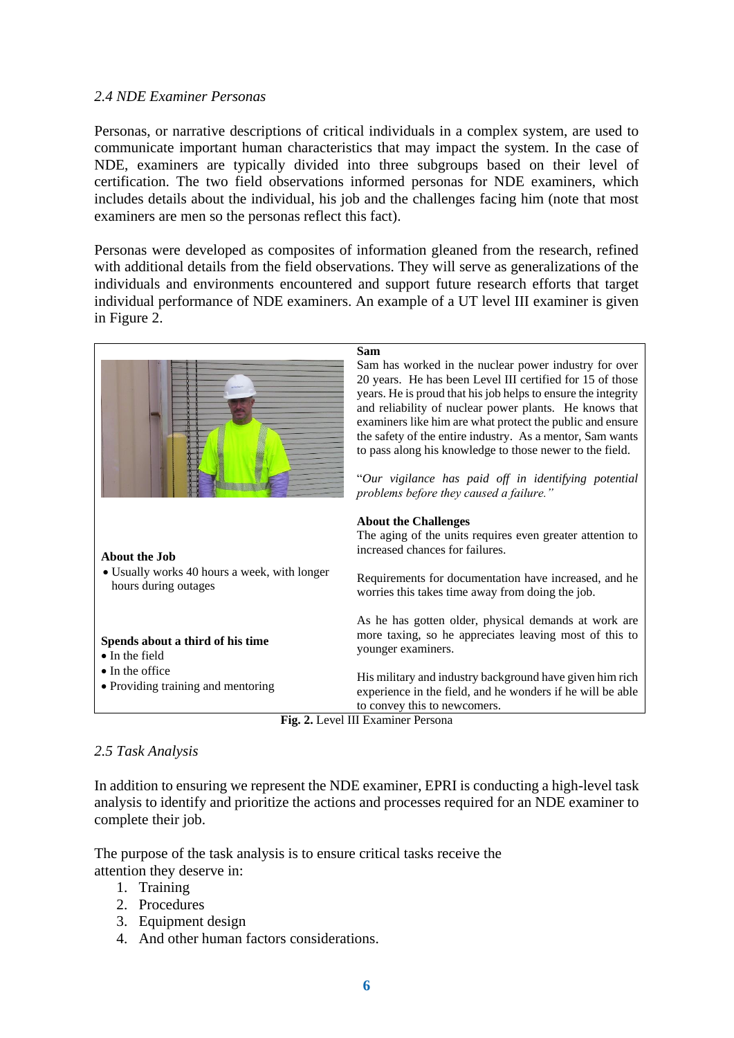### *2.4 NDE Examiner Personas*

Personas, or narrative descriptions of critical individuals in a complex system, are used to communicate important human characteristics that may impact the system. In the case of NDE, examiners are typically divided into three subgroups based on their level of certification. The two field observations informed personas for NDE examiners, which includes details about the individual, his job and the challenges facing him (note that most examiners are men so the personas reflect this fact).

Personas were developed as composites of information gleaned from the research, refined with additional details from the field observations. They will serve as generalizations of the individuals and environments encountered and support future research efforts that target individual performance of NDE examiners. An example of a UT level III examiner is given in Figure 2.

**Sam**

Sam has worked in the nuclear power industry for over 20 years. He has been Level III certified for 15 of those years. He is proud that his job helps to ensure the integrity and reliability of nuclear power plants. He knows that examiners like him are what protect the public and ensure the safety of the entire industry. As a mentor, Sam wants to pass along his knowledge to those newer to the field.

"*Our vigilance has paid off in identifying potential problems before they caused a failure.*"

**About the Job**

- Usually works 40 hours a week, with longer hours during outages

**Spends about a third of his time**

- In the field
- In the office
- Providing training and mentoring

**About the Challenges**

The aging of the units requires even greater attention to increased chances for failures.

Requirements for documentation have increased, and he worries this takes time away from doing the job.

As he has gotten older, physical demands at work are more taxing, so he appreciates leaving most of this to younger examiners.

His military and industry background have given him rich experience in the field, and he wonders if he will be able to convey this to newcomers.

**Fig. 2.** Level III Examiner Persona

### *2.5 Task Analysis*

In addition to ensuring we represent the NDE examiner, EPRI is conducting a high-level task analysis to identify and prioritize the actions and processes required for an NDE examiner to complete their job.

The purpose of the task analysis is to ensure critical tasks receive the attention they deserve in:

1. Training
2. Procedures
3. Equipment design
4. And other human factors considerations.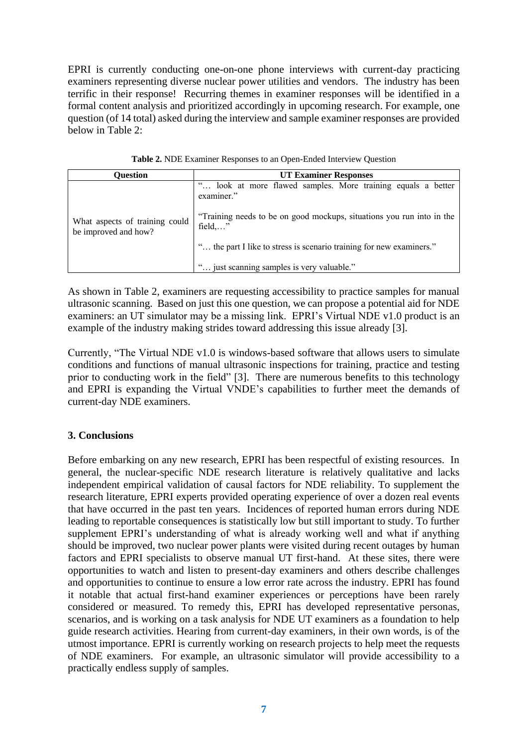EPRI is currently conducting one-on-one phone interviews with current-day practicing examiners representing diverse nuclear power utilities and vendors. The industry has been terrific in their response! Recurring themes in examiner responses will be identified in a formal content analysis and prioritized accordingly in upcoming research. For example, one question (of 14 total) asked during the interview and sample examiner responses are provided below in Table 2:

**Table 2.** NDE Examiner Responses to an Open-Ended Interview Question

| Question | UT Examiner Responses |
| --- | --- |
| What aspects of training could be improved and how? | "… look at more flawed samples. More training equals a better examiner." |
| | "Training needs to be on good mockups, situations you run into in the field,…" |
| | "… the part I like to stress is scenario training for new examiners." |
| | "… just scanning samples is very valuable." |

As shown in Table 2, examiners are requesting accessibility to practice samples for manual ultrasonic scanning. Based on just this one question, we can propose a potential aid for NDE examiners: an UT simulator may be a missing link. EPRI's Virtual NDE v1.0 product is an example of the industry making strides toward addressing this issue already [3].

Currently, "The Virtual NDE v1.0 is windows-based software that allows users to simulate conditions and functions of manual ultrasonic inspections for training, practice and testing prior to conducting work in the field" [3]. There are numerous benefits to this technology and EPRI is expanding the Virtual VNDE's capabilities to further meet the demands of current-day NDE examiners.

## 3. Conclusions

Before embarking on any new research, EPRI has been respectful of existing resources. In general, the nuclear-specific NDE research literature is relatively qualitative and lacks independent empirical validation of causal factors for NDE reliability. To supplement the research literature, EPRI experts provided operating experience of over a dozen real events that have occurred in the past ten years. Incidences of reported human errors during NDE leading to reportable consequences is statistically low but still important to study. To further supplement EPRI's understanding of what is already working well and what if anything should be improved, two nuclear power plants were visited during recent outages by human factors and EPRI specialists to observe manual UT first-hand. At these sites, there were opportunities to watch and listen to present-day examiners and others describe challenges and opportunities to continue to ensure a low error rate across the industry. EPRI has found it notable that actual first-hand examiner experiences or perceptions have been rarely considered or measured. To remedy this, EPRI has developed representative personas, scenarios, and is working on a task analysis for NDE UT examiners as a foundation to help guide research activities. Hearing from current-day examiners, in their own words, is of the utmost importance. EPRI is currently working on research projects to help meet the requests of NDE examiners. For example, an ultrasonic simulator will provide accessibility to a practically endless supply of samples.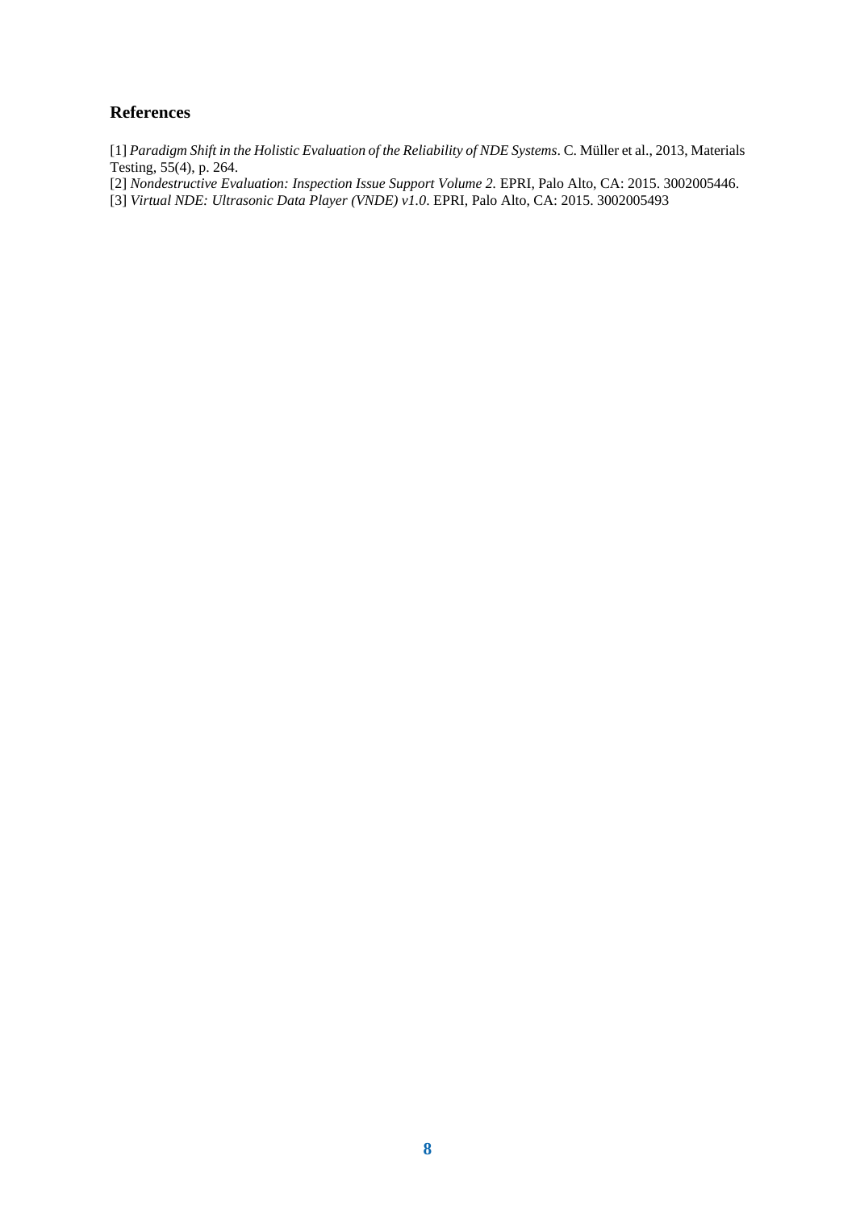## References

[1] *Paradigm Shift in the Holistic Evaluation of the Reliability of NDE Systems*. C. Müller et al., 2013, Materials Testing, 55(4), p. 264.

[2] *Nondestructive Evaluation: Inspection Issue Support Volume 2.* EPRI, Palo Alto, CA: 2015. 3002005446.

[3] *Virtual NDE: Ultrasonic Data Player (VNDE) v1.0*. EPRI, Palo Alto, CA: 2015. 3002005493